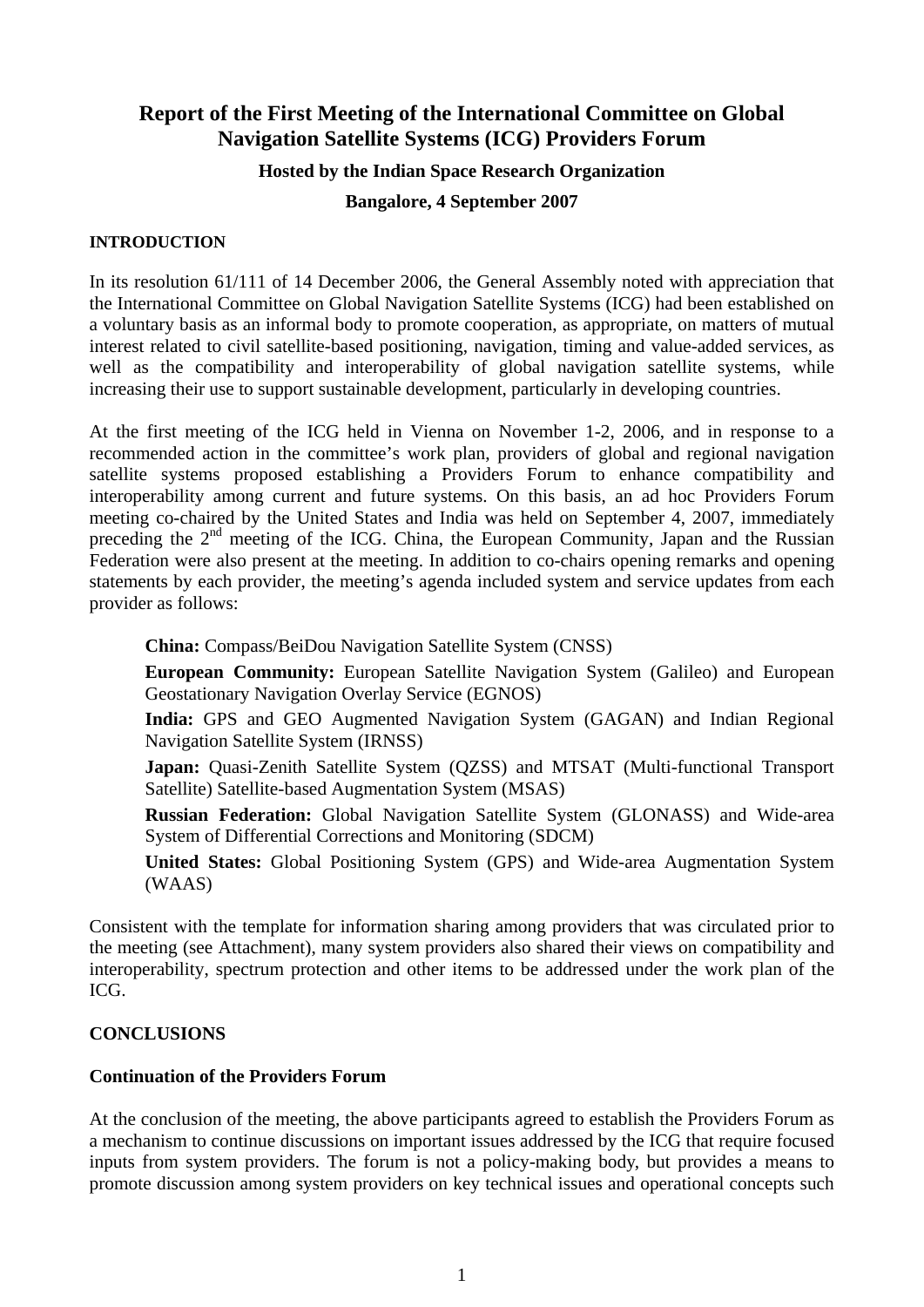# Report of the First Meeting of the International Committee on Global Navigation Satellite Systems (ICG) Providers Forum

**Hosted by the Indian Space Research Organization**

**Bangalore, 4 September 2007**

## INTRODUCTION

In its resolution 61/111 of 14 December 2006, the General Assembly noted with appreciation that the International Committee on Global Navigation Satellite Systems (ICG) had been established on a voluntary basis as an informal body to promote cooperation, as appropriate, on matters of mutual interest related to civil satellite-based positioning, navigation, timing and value-added services, as well as the compatibility and interoperability of global navigation satellite systems, while increasing their use to support sustainable development, particularly in developing countries.

At the first meeting of the ICG held in Vienna on November 1-2, 2006, and in response to a recommended action in the committee's work plan, providers of global and regional navigation satellite systems proposed establishing a Providers Forum to enhance compatibility and interoperability among current and future systems. On this basis, an ad hoc Providers Forum meeting co-chaired by the United States and India was held on September 4, 2007, immediately preceding the 2nd meeting of the ICG. China, the European Community, Japan and the Russian Federation were also present at the meeting. In addition to co-chairs opening remarks and opening statements by each provider, the meeting's agenda included system and service updates from each provider as follows:

- **China:** Compass/BeiDou Navigation Satellite System (CNSS)
- **European Community:** European Satellite Navigation System (Galileo) and European Geostationary Navigation Overlay Service (EGNOS)
- **India:** GPS and GEO Augmented Navigation System (GAGAN) and Indian Regional Navigation Satellite System (IRNSS)
- **Japan:** Quasi-Zenith Satellite System (QZSS) and MTSAT (Multi-functional Transport Satellite) Satellite-based Augmentation System (MSAS)
- **Russian Federation:** Global Navigation Satellite System (GLONASS) and Wide-area System of Differential Corrections and Monitoring (SDCM)
- **United States:** Global Positioning System (GPS) and Wide-area Augmentation System (WAAS)

Consistent with the template for information sharing among providers that was circulated prior to the meeting (see Attachment), many system providers also shared their views on compatibility and interoperability, spectrum protection and other items to be addressed under the work plan of the ICG.

## CONCLUSIONS

### Continuation of the Providers Forum

At the conclusion of the meeting, the above participants agreed to establish the Providers Forum as a mechanism to continue discussions on important issues addressed by the ICG that require focused inputs from system providers. The forum is not a policy-making body, but provides a means to promote discussion among system providers on key technical issues and operational concepts such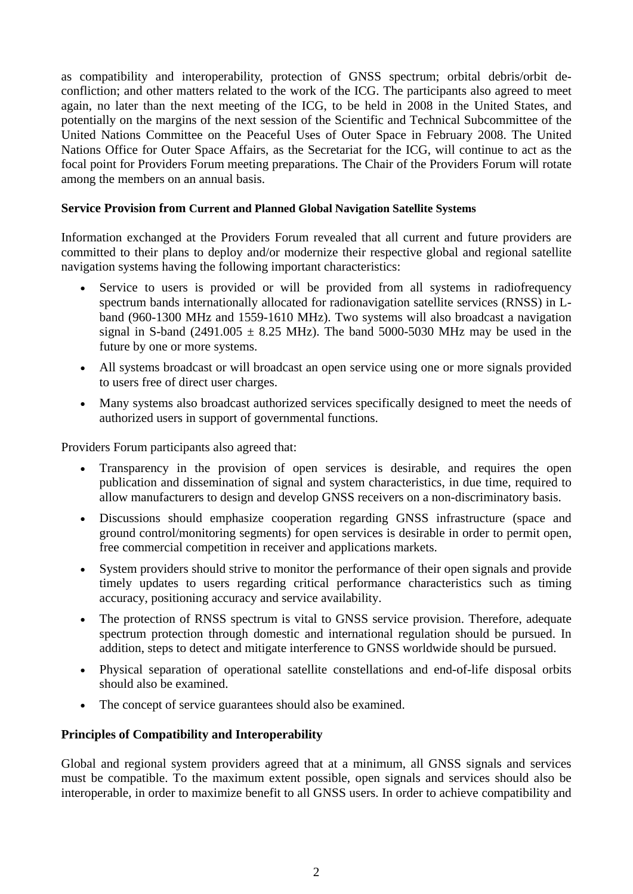as compatibility and interoperability, protection of GNSS spectrum; orbital debris/orbit de-confliction; and other matters related to the work of the ICG. The participants also agreed to meet again, no later than the next meeting of the ICG, to be held in 2008 in the United States, and potentially on the margins of the next session of the Scientific and Technical Subcommittee of the United Nations Committee on the Peaceful Uses of Outer Space in February 2008. The United Nations Office for Outer Space Affairs, as the Secretariat for the ICG, will continue to act as the focal point for Providers Forum meeting preparations. The Chair of the Providers Forum will rotate among the members on an annual basis.

**Service Provision from Current and Planned Global Navigation Satellite Systems**

Information exchanged at the Providers Forum revealed that all current and future providers are committed to their plans to deploy and/or modernize their respective global and regional satellite navigation systems having the following important characteristics:

- Service to users is provided or will be provided from all systems in radiofrequency spectrum bands internationally allocated for radionavigation satellite services (RNSS) in L-band (960-1300 MHz and 1559-1610 MHz). Two systems will also broadcast a navigation signal in S-band (2491.005 ± 8.25 MHz). The band 5000-5030 MHz may be used in the future by one or more systems.
- All systems broadcast or will broadcast an open service using one or more signals provided to users free of direct user charges.
- Many systems also broadcast authorized services specifically designed to meet the needs of authorized users in support of governmental functions.

Providers Forum participants also agreed that:

- Transparency in the provision of open services is desirable, and requires the open publication and dissemination of signal and system characteristics, in due time, required to allow manufacturers to design and develop GNSS receivers on a non-discriminatory basis.
- Discussions should emphasize cooperation regarding GNSS infrastructure (space and ground control/monitoring segments) for open services is desirable in order to permit open, free commercial competition in receiver and applications markets.
- System providers should strive to monitor the performance of their open signals and provide timely updates to users regarding critical performance characteristics such as timing accuracy, positioning accuracy and service availability.
- The protection of RNSS spectrum is vital to GNSS service provision. Therefore, adequate spectrum protection through domestic and international regulation should be pursued. In addition, steps to detect and mitigate interference to GNSS worldwide should be pursued.
- Physical separation of operational satellite constellations and end-of-life disposal orbits should also be examined.
- The concept of service guarantees should also be examined.

**Principles of Compatibility and Interoperability**

Global and regional system providers agreed that at a minimum, all GNSS signals and services must be compatible. To the maximum extent possible, open signals and services should also be interoperable, in order to maximize benefit to all GNSS users. In order to achieve compatibility and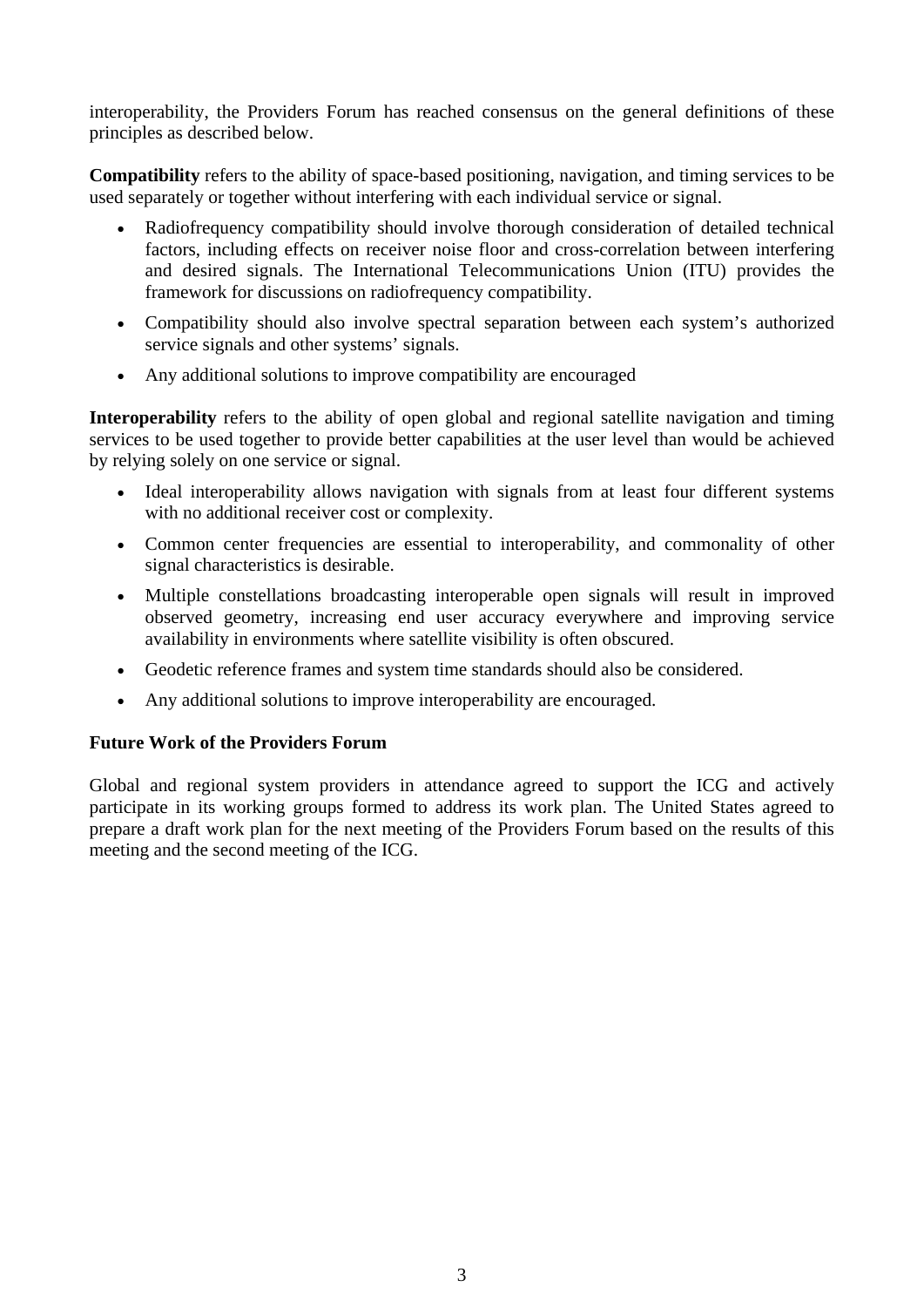interoperability, the Providers Forum has reached consensus on the general definitions of these principles as described below.

**Compatibility** refers to the ability of space-based positioning, navigation, and timing services to be used separately or together without interfering with each individual service or signal.

- Radiofrequency compatibility should involve thorough consideration of detailed technical factors, including effects on receiver noise floor and cross-correlation between interfering and desired signals. The International Telecommunications Union (ITU) provides the framework for discussions on radiofrequency compatibility.
- Compatibility should also involve spectral separation between each system's authorized service signals and other systems' signals.
- Any additional solutions to improve compatibility are encouraged

**Interoperability** refers to the ability of open global and regional satellite navigation and timing services to be used together to provide better capabilities at the user level than would be achieved by relying solely on one service or signal.

- Ideal interoperability allows navigation with signals from at least four different systems with no additional receiver cost or complexity.
- Common center frequencies are essential to interoperability, and commonality of other signal characteristics is desirable.
- Multiple constellations broadcasting interoperable open signals will result in improved observed geometry, increasing end user accuracy everywhere and improving service availability in environments where satellite visibility is often obscured.
- Geodetic reference frames and system time standards should also be considered.
- Any additional solutions to improve interoperability are encouraged.

**Future Work of the Providers Forum**

Global and regional system providers in attendance agreed to support the ICG and actively participate in its working groups formed to address its work plan. The United States agreed to prepare a draft work plan for the next meeting of the Providers Forum based on the results of this meeting and the second meeting of the ICG.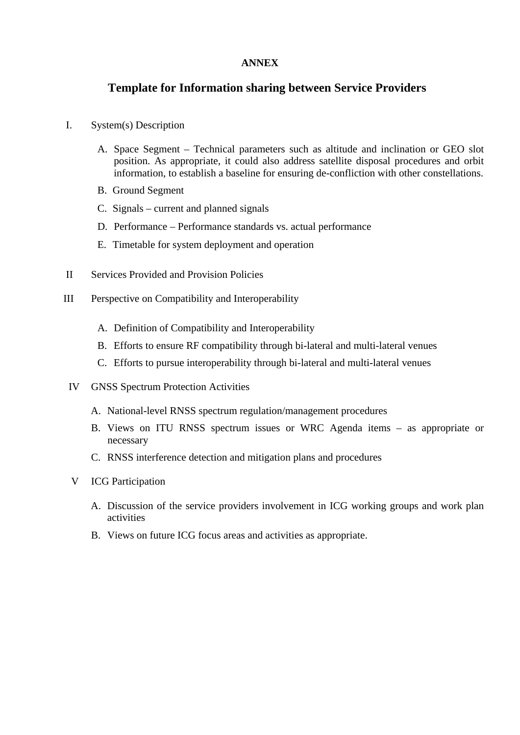**ANNEX**

## Template for Information sharing between Service Providers

I. System(s) Description

   A. Space Segment – Technical parameters such as altitude and inclination or GEO slot position. As appropriate, it could also address satellite disposal procedures and orbit information, to establish a baseline for ensuring de-confliction with other constellations.

   B. Ground Segment

   C. Signals – current and planned signals

   D. Performance – Performance standards vs. actual performance

   E. Timetable for system deployment and operation

II Services Provided and Provision Policies

III Perspective on Compatibility and Interoperability

   A. Definition of Compatibility and Interoperability

   B. Efforts to ensure RF compatibility through bi-lateral and multi-lateral venues

   C. Efforts to pursue interoperability through bi-lateral and multi-lateral venues

IV GNSS Spectrum Protection Activities

   A. National-level RNSS spectrum regulation/management procedures

   B. Views on ITU RNSS spectrum issues or WRC Agenda items – as appropriate or necessary

   C. RNSS interference detection and mitigation plans and procedures

V ICG Participation

   A. Discussion of the service providers involvement in ICG working groups and work plan activities

   B. Views on future ICG focus areas and activities as appropriate.